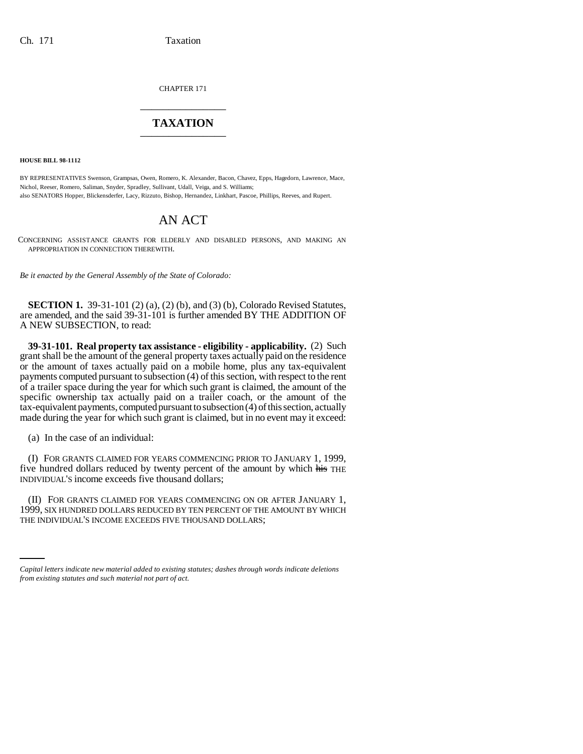CHAPTER 171

# TAXATION

**HOUSE BILL 98-1112**

BY REPRESENTATIVES Swenson, Grampsas, Owen, Romero, K. Alexander, Bacon, Chavez, Epps, Hagedorn, Lawrence, Mace, Nichol, Reeser, Romero, Saliman, Snyder, Spradley, Sullivant, Udall, Veiga, and S. Williams;
also SENATORS Hopper, Blickensderfer, Lacy, Rizzuto, Bishop, Hernandez, Linkhart, Pascoe, Phillips, Reeves, and Rupert.

## AN ACT

CONCERNING ASSISTANCE GRANTS FOR ELDERLY AND DISABLED PERSONS, AND MAKING AN APPROPRIATION IN CONNECTION THEREWITH.

*Be it enacted by the General Assembly of the State of Colorado:*

**SECTION 1.** 39-31-101 (2) (a), (2) (b), and (3) (b), Colorado Revised Statutes, are amended, and the said 39-31-101 is further amended BY THE ADDITION OF A NEW SUBSECTION, to read:

**39-31-101. Real property tax assistance - eligibility - applicability.** (2) Such grant shall be the amount of the general property taxes actually paid on the residence or the amount of taxes actually paid on a mobile home, plus any tax-equivalent payments computed pursuant to subsection (4) of this section, with respect to the rent of a trailer space during the year for which such grant is claimed, the amount of the specific ownership tax actually paid on a trailer coach, or the amount of the tax-equivalent payments, computed pursuant to subsection (4) of this section, actually made during the year for which such grant is claimed, but in no event may it exceed:

(a) In the case of an individual:

(I) FOR GRANTS CLAIMED FOR YEARS COMMENCING PRIOR TO JANUARY 1, 1999, five hundred dollars reduced by twenty percent of the amount by which ~~his~~ THE INDIVIDUAL'S income exceeds five thousand dollars;

(II) FOR GRANTS CLAIMED FOR YEARS COMMENCING ON OR AFTER JANUARY 1, 1999, SIX HUNDRED DOLLARS REDUCED BY TEN PERCENT OF THE AMOUNT BY WHICH THE INDIVIDUAL'S INCOME EXCEEDS FIVE THOUSAND DOLLARS;

*Capital letters indicate new material added to existing statutes; dashes through words indicate deletions from existing statutes and such material not part of act.*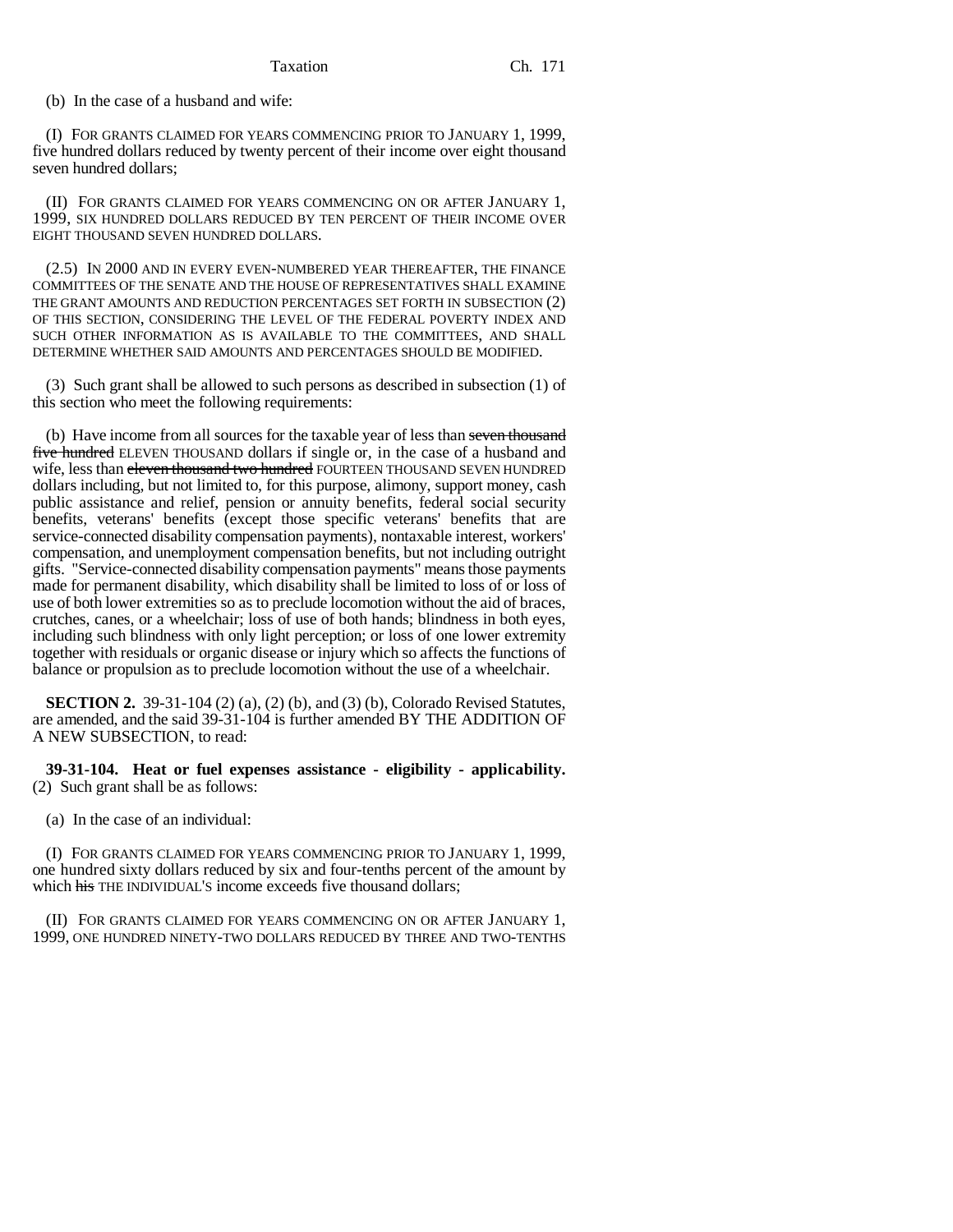(b) In the case of a husband and wife:

(I) FOR GRANTS CLAIMED FOR YEARS COMMENCING PRIOR TO JANUARY 1, 1999, five hundred dollars reduced by twenty percent of their income over eight thousand seven hundred dollars;

(II) FOR GRANTS CLAIMED FOR YEARS COMMENCING ON OR AFTER JANUARY 1, 1999, SIX HUNDRED DOLLARS REDUCED BY TEN PERCENT OF THEIR INCOME OVER EIGHT THOUSAND SEVEN HUNDRED DOLLARS.

(2.5) IN 2000 AND IN EVERY EVEN-NUMBERED YEAR THEREAFTER, THE FINANCE COMMITTEES OF THE SENATE AND THE HOUSE OF REPRESENTATIVES SHALL EXAMINE THE GRANT AMOUNTS AND REDUCTION PERCENTAGES SET FORTH IN SUBSECTION (2) OF THIS SECTION, CONSIDERING THE LEVEL OF THE FEDERAL POVERTY INDEX AND SUCH OTHER INFORMATION AS IS AVAILABLE TO THE COMMITTEES, AND SHALL DETERMINE WHETHER SAID AMOUNTS AND PERCENTAGES SHOULD BE MODIFIED.

(3) Such grant shall be allowed to such persons as described in subsection (1) of this section who meet the following requirements:

(b) Have income from all sources for the taxable year of less than ~~seven thousand five hundred~~ ELEVEN THOUSAND dollars if single or, in the case of a husband and wife, less than ~~eleven thousand two hundred~~ FOURTEEN THOUSAND SEVEN HUNDRED dollars including, but not limited to, for this purpose, alimony, support money, cash public assistance and relief, pension or annuity benefits, federal social security benefits, veterans' benefits (except those specific veterans' benefits that are service-connected disability compensation payments), nontaxable interest, workers' compensation, and unemployment compensation benefits, but not including outright gifts. "Service-connected disability compensation payments" means those payments made for permanent disability, which disability shall be limited to loss of or loss of use of both lower extremities so as to preclude locomotion without the aid of braces, crutches, canes, or a wheelchair; loss of use of both hands; blindness in both eyes, including such blindness with only light perception; or loss of one lower extremity together with residuals or organic disease or injury which so affects the functions of balance or propulsion as to preclude locomotion without the use of a wheelchair.

**SECTION 2.** 39-31-104 (2) (a), (2) (b), and (3) (b), Colorado Revised Statutes, are amended, and the said 39-31-104 is further amended BY THE ADDITION OF A NEW SUBSECTION, to read:

**39-31-104. Heat or fuel expenses assistance - eligibility - applicability.** (2) Such grant shall be as follows:

(a) In the case of an individual:

(I) FOR GRANTS CLAIMED FOR YEARS COMMENCING PRIOR TO JANUARY 1, 1999, one hundred sixty dollars reduced by six and four-tenths percent of the amount by which ~~his~~ THE INDIVIDUAL'S income exceeds five thousand dollars;

(II) FOR GRANTS CLAIMED FOR YEARS COMMENCING ON OR AFTER JANUARY 1, 1999, ONE HUNDRED NINETY-TWO DOLLARS REDUCED BY THREE AND TWO-TENTHS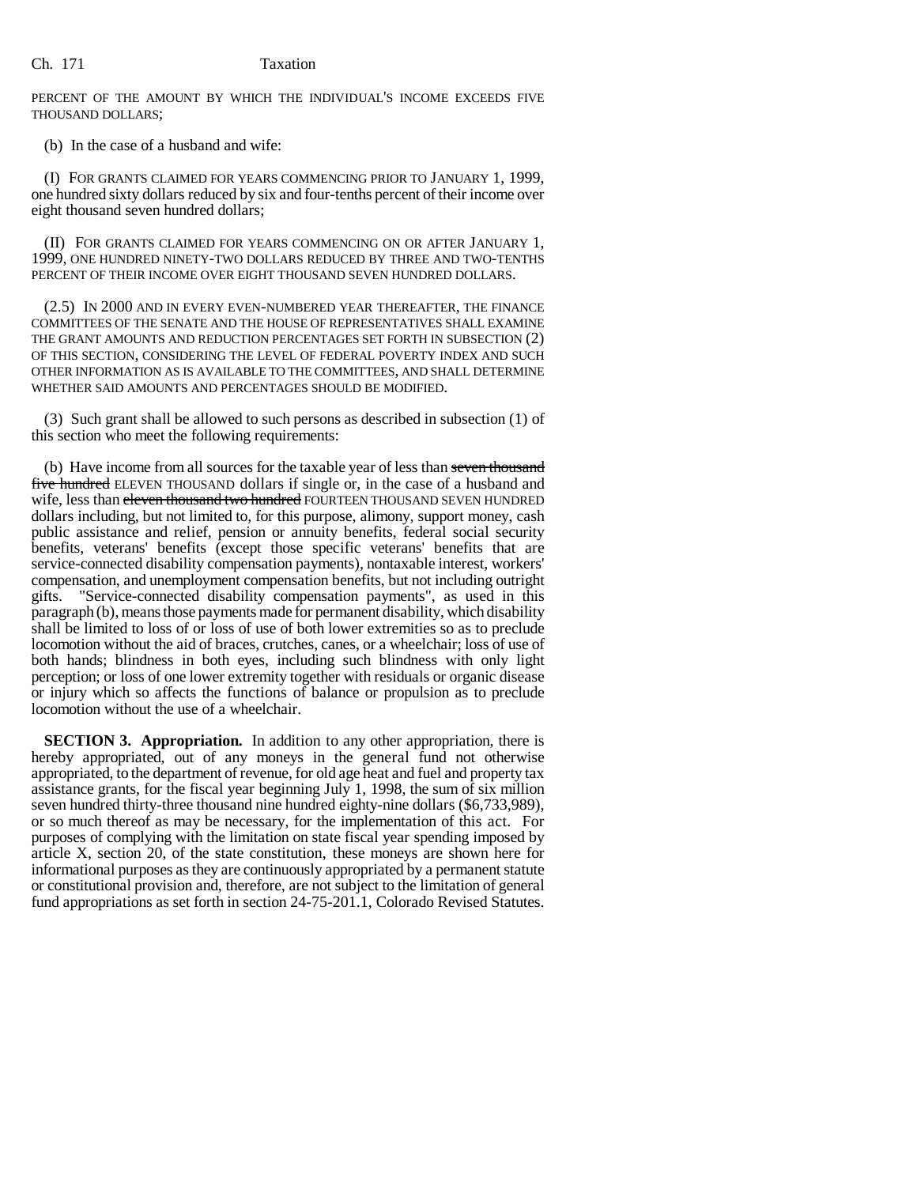PERCENT OF THE AMOUNT BY WHICH THE INDIVIDUAL'S INCOME EXCEEDS FIVE THOUSAND DOLLARS;

(b) In the case of a husband and wife:

(I) FOR GRANTS CLAIMED FOR YEARS COMMENCING PRIOR TO JANUARY 1, 1999, one hundred sixty dollars reduced by six and four-tenths percent of their income over eight thousand seven hundred dollars;

(II) FOR GRANTS CLAIMED FOR YEARS COMMENCING ON OR AFTER JANUARY 1, 1999, ONE HUNDRED NINETY-TWO DOLLARS REDUCED BY THREE AND TWO-TENTHS PERCENT OF THEIR INCOME OVER EIGHT THOUSAND SEVEN HUNDRED DOLLARS.

(2.5) IN 2000 AND IN EVERY EVEN-NUMBERED YEAR THEREAFTER, THE FINANCE COMMITTEES OF THE SENATE AND THE HOUSE OF REPRESENTATIVES SHALL EXAMINE THE GRANT AMOUNTS AND REDUCTION PERCENTAGES SET FORTH IN SUBSECTION (2) OF THIS SECTION, CONSIDERING THE LEVEL OF FEDERAL POVERTY INDEX AND SUCH OTHER INFORMATION AS IS AVAILABLE TO THE COMMITTEES, AND SHALL DETERMINE WHETHER SAID AMOUNTS AND PERCENTAGES SHOULD BE MODIFIED.

(3) Such grant shall be allowed to such persons as described in subsection (1) of this section who meet the following requirements:

(b) Have income from all sources for the taxable year of less than ~~seven thousand five hundred~~ ELEVEN THOUSAND dollars if single or, in the case of a husband and wife, less than ~~eleven thousand two hundred~~ FOURTEEN THOUSAND SEVEN HUNDRED dollars including, but not limited to, for this purpose, alimony, support money, cash public assistance and relief, pension or annuity benefits, federal social security benefits, veterans' benefits (except those specific veterans' benefits that are service-connected disability compensation payments), nontaxable interest, workers' compensation, and unemployment compensation benefits, but not including outright gifts. "Service-connected disability compensation payments", as used in this paragraph (b), means those payments made for permanent disability, which disability shall be limited to loss of or loss of use of both lower extremities so as to preclude locomotion without the aid of braces, crutches, canes, or a wheelchair; loss of use of both hands; blindness in both eyes, including such blindness with only light perception; or loss of one lower extremity together with residuals or organic disease or injury which so affects the functions of balance or propulsion as to preclude locomotion without the use of a wheelchair.

**SECTION 3. Appropriation.** In addition to any other appropriation, there is hereby appropriated, out of any moneys in the general fund not otherwise appropriated, to the department of revenue, for old age heat and fuel and property tax assistance grants, for the fiscal year beginning July 1, 1998, the sum of six million seven hundred thirty-three thousand nine hundred eighty-nine dollars ($6,733,989), or so much thereof as may be necessary, for the implementation of this act. For purposes of complying with the limitation on state fiscal year spending imposed by article X, section 20, of the state constitution, these moneys are shown here for informational purposes as they are continuously appropriated by a permanent statute or constitutional provision and, therefore, are not subject to the limitation of general fund appropriations as set forth in section 24-75-201.1, Colorado Revised Statutes.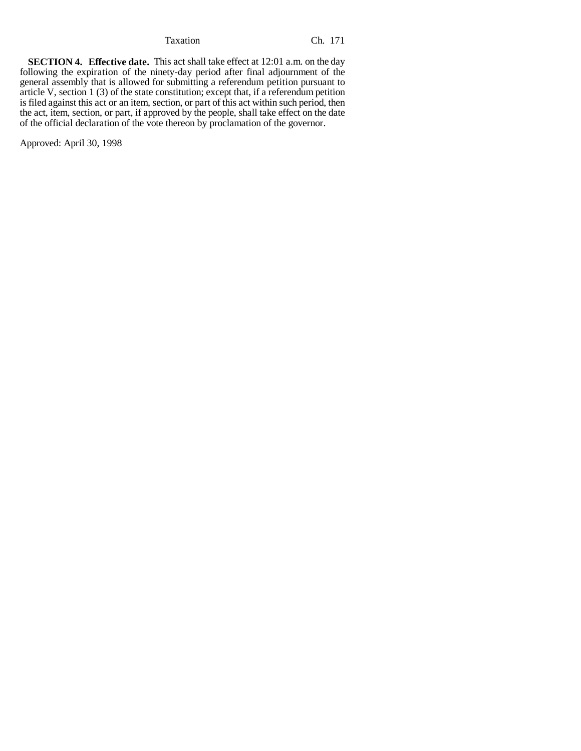**SECTION 4. Effective date.** This act shall take effect at 12:01 a.m. on the day following the expiration of the ninety-day period after final adjournment of the general assembly that is allowed for submitting a referendum petition pursuant to article V, section 1 (3) of the state constitution; except that, if a referendum petition is filed against this act or an item, section, or part of this act within such period, then the act, item, section, or part, if approved by the people, shall take effect on the date of the official declaration of the vote thereon by proclamation of the governor.

Approved: April 30, 1998